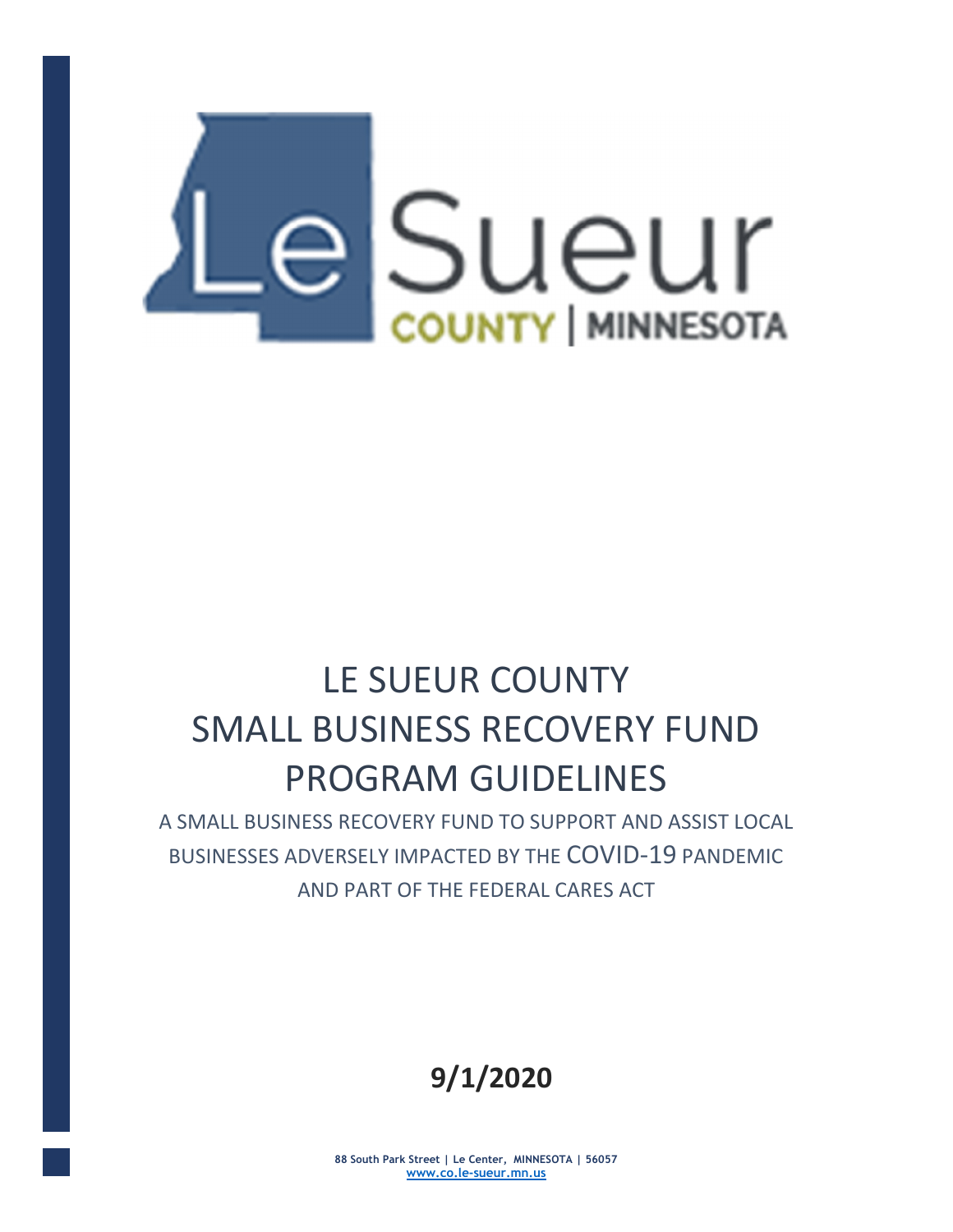# LE SUEUR COUNTY SMALL BUSINESS RECOVERY FUND PROGRAM GUIDELINES

A SMALL BUSINESS RECOVERY FUND TO SUPPORT AND ASSIST LOCAL BUSINESSES ADVERSELY IMPACTED BY THE COVID-19 PANDEMIC AND PART OF THE FEDERAL CARES ACT

**9/1/2020**

**88 South Park Street | Le Center, MINNESOTA | 56057**
**www.co.le-sueur.mn.us**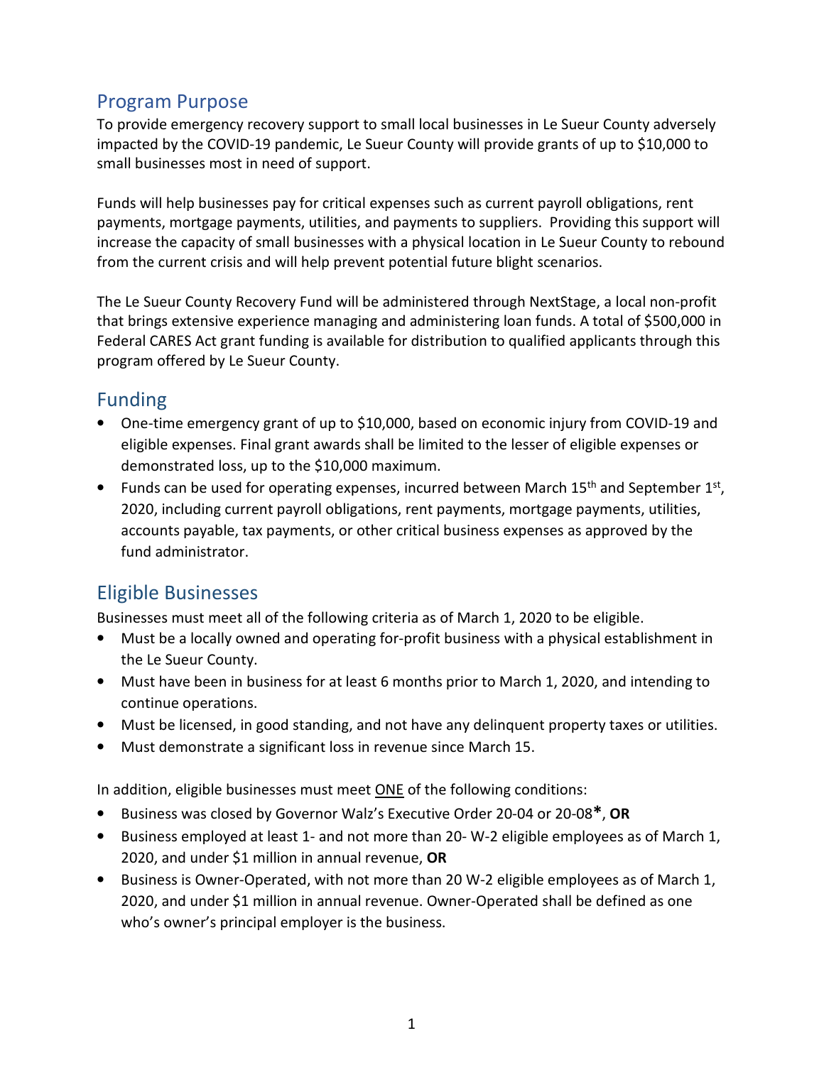## Program Purpose

To provide emergency recovery support to small local businesses in Le Sueur County adversely impacted by the COVID-19 pandemic, Le Sueur County will provide grants of up to $10,000 to small businesses most in need of support.

Funds will help businesses pay for critical expenses such as current payroll obligations, rent payments, mortgage payments, utilities, and payments to suppliers. Providing this support will increase the capacity of small businesses with a physical location in Le Sueur County to rebound from the current crisis and will help prevent potential future blight scenarios.

The Le Sueur County Recovery Fund will be administered through NextStage, a local non-profit that brings extensive experience managing and administering loan funds. A total of $500,000 in Federal CARES Act grant funding is available for distribution to qualified applicants through this program offered by Le Sueur County.

## Funding

- One-time emergency grant of up to $10,000, based on economic injury from COVID-19 and eligible expenses. Final grant awards shall be limited to the lesser of eligible expenses or demonstrated loss, up to the $10,000 maximum.
- Funds can be used for operating expenses, incurred between March 15th and September 1st, 2020, including current payroll obligations, rent payments, mortgage payments, utilities, accounts payable, tax payments, or other critical business expenses as approved by the fund administrator.

## Eligible Businesses

Businesses must meet all of the following criteria as of March 1, 2020 to be eligible.

- Must be a locally owned and operating for-profit business with a physical establishment in the Le Sueur County.
- Must have been in business for at least 6 months prior to March 1, 2020, and intending to continue operations.
- Must be licensed, in good standing, and not have any delinquent property taxes or utilities.
- Must demonstrate a significant loss in revenue since March 15.

In addition, eligible businesses must meet <u>ONE</u> of the following conditions:

- Business was closed by Governor Walz's Executive Order 20-04 or 20-08**\***, **OR**
- Business employed at least 1- and not more than 20- W-2 eligible employees as of March 1, 2020, and under $1 million in annual revenue, **OR**
- Business is Owner-Operated, with not more than 20 W-2 eligible employees as of March 1, 2020, and under $1 million in annual revenue. Owner-Operated shall be defined as one who's owner's principal employer is the business.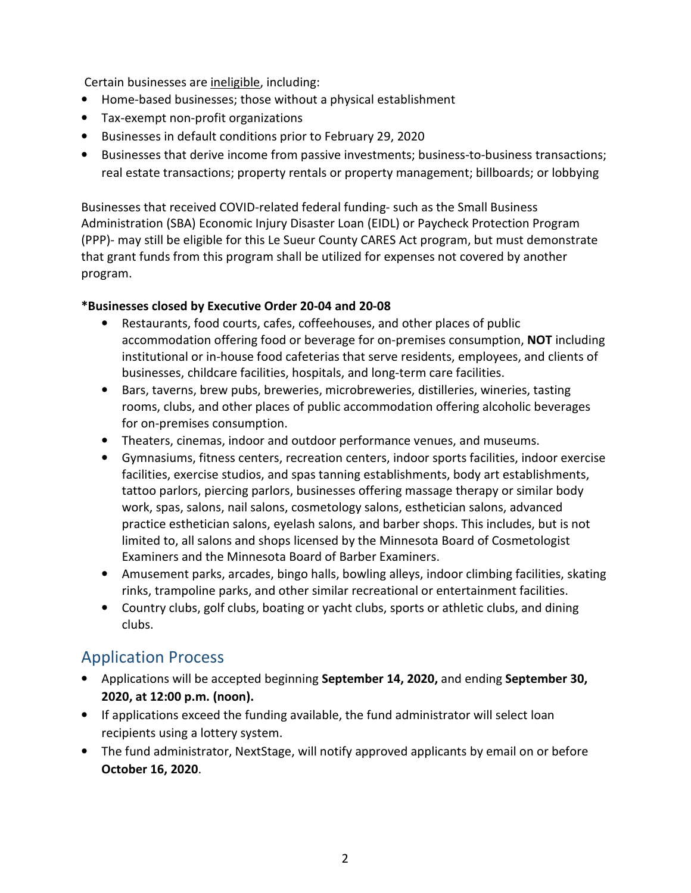Certain businesses are <u>ineligible</u>, including:

- Home-based businesses; those without a physical establishment
- Tax-exempt non-profit organizations
- Businesses in default conditions prior to February 29, 2020
- Businesses that derive income from passive investments; business-to-business transactions; real estate transactions; property rentals or property management; billboards; or lobbying

Businesses that received COVID-related federal funding- such as the Small Business Administration (SBA) Economic Injury Disaster Loan (EIDL) or Paycheck Protection Program (PPP)- may still be eligible for this Le Sueur County CARES Act program, but must demonstrate that grant funds from this program shall be utilized for expenses not covered by another program.

**\*Businesses closed by Executive Order 20-04 and 20-08**

- Restaurants, food courts, cafes, coffeehouses, and other places of public accommodation offering food or beverage for on-premises consumption, **NOT** including institutional or in-house food cafeterias that serve residents, employees, and clients of businesses, childcare facilities, hospitals, and long-term care facilities.
- Bars, taverns, brew pubs, breweries, microbreweries, distilleries, wineries, tasting rooms, clubs, and other places of public accommodation offering alcoholic beverages for on-premises consumption.
- Theaters, cinemas, indoor and outdoor performance venues, and museums.
- Gymnasiums, fitness centers, recreation centers, indoor sports facilities, indoor exercise facilities, exercise studios, and spas tanning establishments, body art establishments, tattoo parlors, piercing parlors, businesses offering massage therapy or similar body work, spas, salons, nail salons, cosmetology salons, esthetician salons, advanced practice esthetician salons, eyelash salons, and barber shops. This includes, but is not limited to, all salons and shops licensed by the Minnesota Board of Cosmetologist Examiners and the Minnesota Board of Barber Examiners.
- Amusement parks, arcades, bingo halls, bowling alleys, indoor climbing facilities, skating rinks, trampoline parks, and other similar recreational or entertainment facilities.
- Country clubs, golf clubs, boating or yacht clubs, sports or athletic clubs, and dining clubs.

## Application Process

- Applications will be accepted beginning **September 14, 2020,** and ending **September 30, 2020, at 12:00 p.m. (noon).**
- If applications exceed the funding available, the fund administrator will select loan recipients using a lottery system.
- The fund administrator, NextStage, will notify approved applicants by email on or before **October 16, 2020**.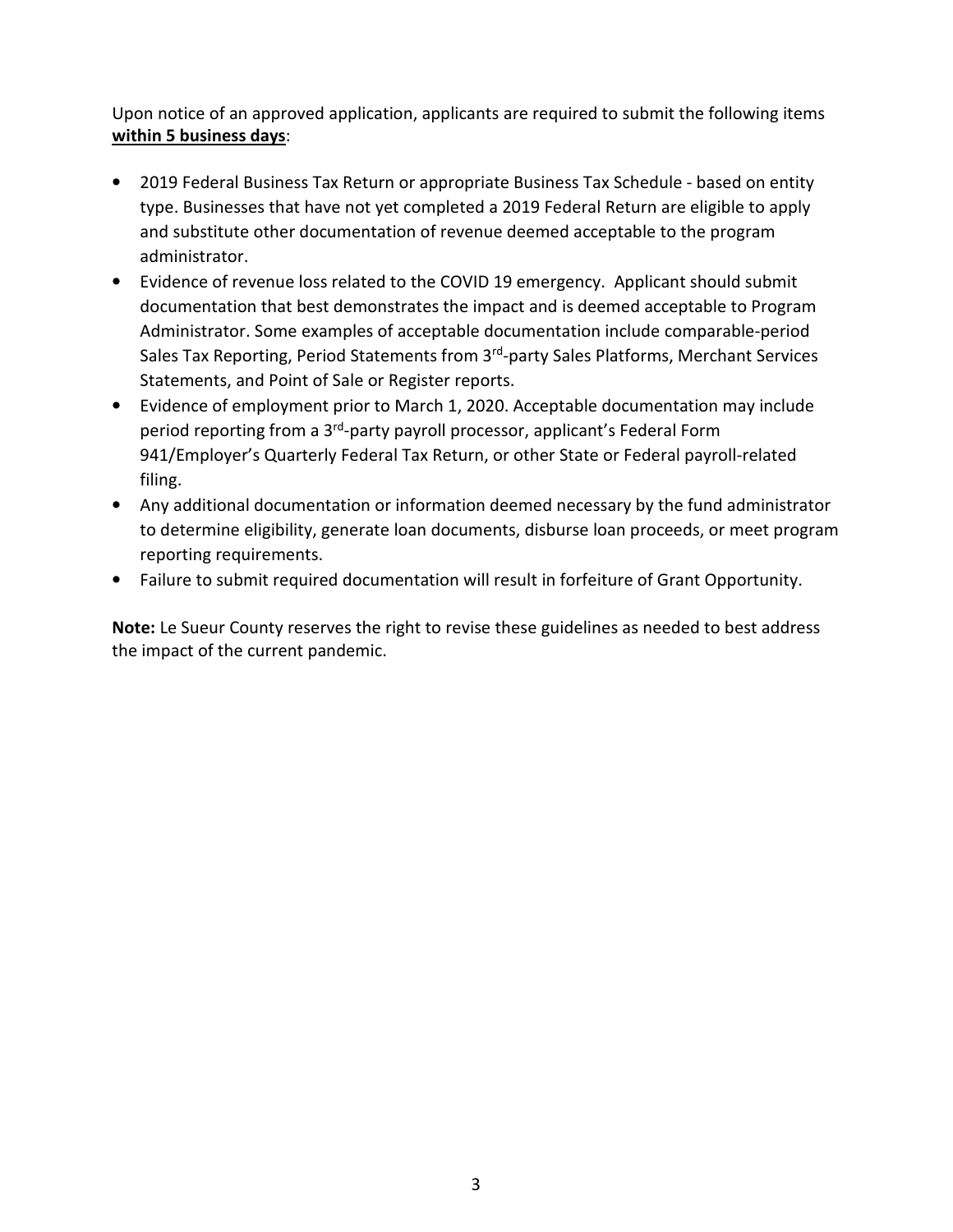Upon notice of an approved application, applicants are required to submit the following items **within 5 business days**:

- 2019 Federal Business Tax Return or appropriate Business Tax Schedule - based on entity type. Businesses that have not yet completed a 2019 Federal Return are eligible to apply and substitute other documentation of revenue deemed acceptable to the program administrator.
- Evidence of revenue loss related to the COVID 19 emergency. Applicant should submit documentation that best demonstrates the impact and is deemed acceptable to Program Administrator. Some examples of acceptable documentation include comparable-period Sales Tax Reporting, Period Statements from 3rd-party Sales Platforms, Merchant Services Statements, and Point of Sale or Register reports.
- Evidence of employment prior to March 1, 2020. Acceptable documentation may include period reporting from a 3rd-party payroll processor, applicant's Federal Form 941/Employer's Quarterly Federal Tax Return, or other State or Federal payroll-related filing.
- Any additional documentation or information deemed necessary by the fund administrator to determine eligibility, generate loan documents, disburse loan proceeds, or meet program reporting requirements.
- Failure to submit required documentation will result in forfeiture of Grant Opportunity.

**Note:** Le Sueur County reserves the right to revise these guidelines as needed to best address the impact of the current pandemic.